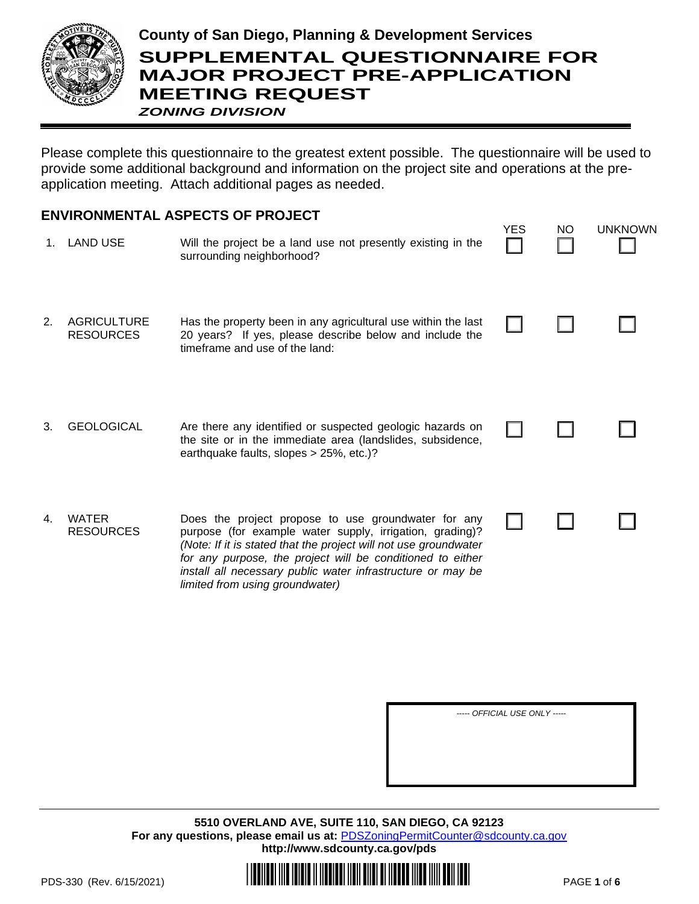# County of San Diego, Planning & Development Services

# SUPPLEMENTAL QUESTIONNAIRE FOR MAJOR PROJECT PRE-APPLICATION MEETING REQUEST

***ZONING DIVISION***

Please complete this questionnaire to the greatest extent possible. The questionnaire will be used to provide some additional background and information on the project site and operations at the pre-application meeting. Attach additional pages as needed.

## ENVIRONMENTAL ASPECTS OF PROJECT

| | | | YES | NO | UNKNOWN |
|---|---|---|---|---|---|
| 1. | LAND USE | Will the project be a land use not presently existing in the surrounding neighborhood? | ☐ | ☐ | ☐ |
| 2. | AGRICULTURE RESOURCES | Has the property been in any agricultural use within the last 20 years? If yes, please describe below and include the timeframe and use of the land: | ☐ | ☐ | ☐ |
| 3. | GEOLOGICAL | Are there any identified or suspected geologic hazards on the site or in the immediate area (landslides, subsidence, earthquake faults, slopes > 25%, etc.)? | ☐ | ☐ | ☐ |
| 4. | WATER RESOURCES | Does the project propose to use groundwater for any purpose (for example water supply, irrigation, grading)? *(Note: If it is stated that the project will not use groundwater for any purpose, the project will be conditioned to either install all necessary public water infrastructure or may be limited from using groundwater)* | ☐ | ☐ | ☐ |

*----- OFFICIAL USE ONLY -----*

**5510 OVERLAND AVE, SUITE 110, SAN DIEGO, CA 92123**
**For any questions, please email us at:** PDSZoningPermitCounter@sdcounty.ca.gov
**http://www.sdcounty.ca.gov/pds**

PDS-330 (Rev. 6/15/2021)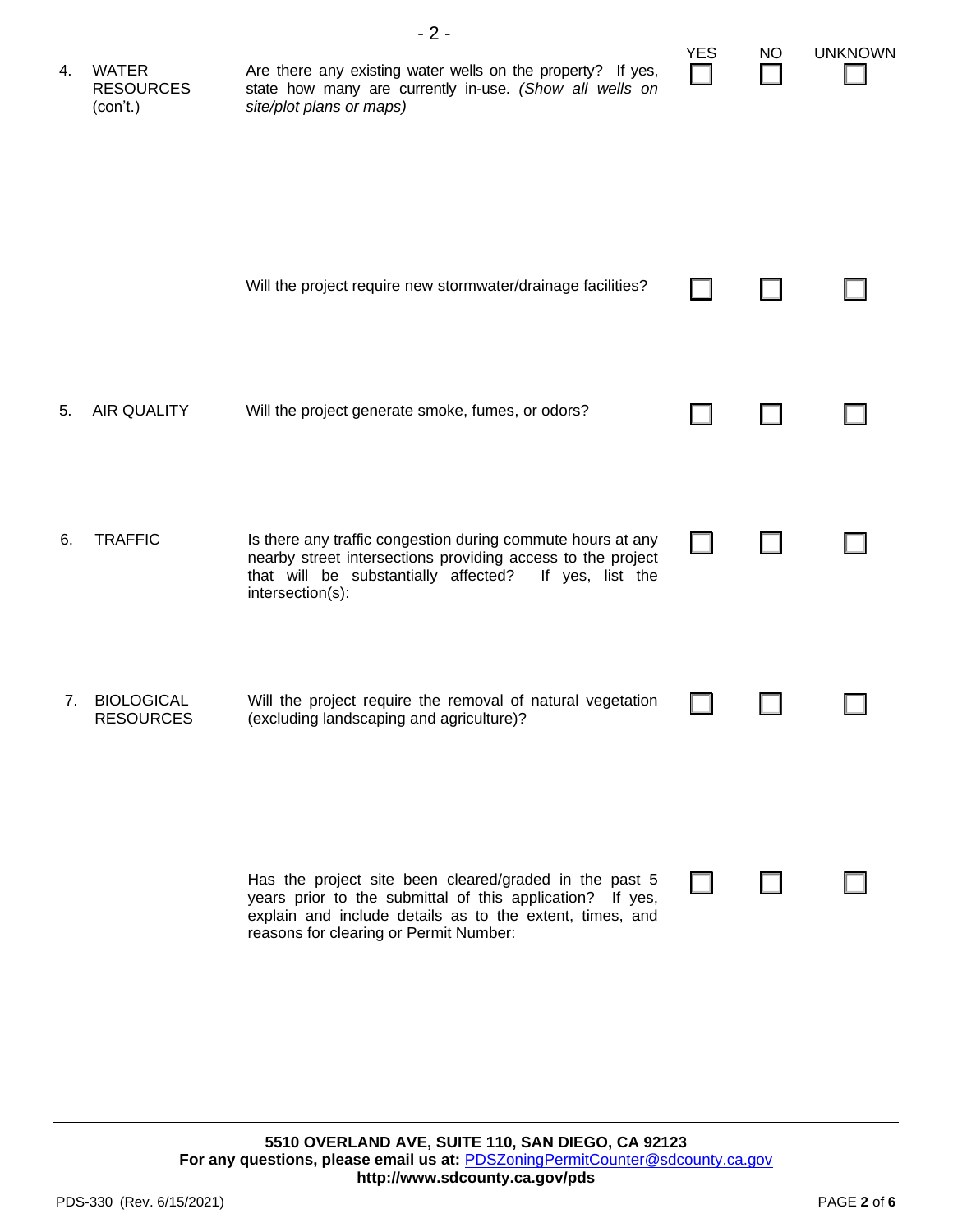| | | | YES | NO | UNKNOWN |
|---|---|---|---|---|---|
| 4. | WATER RESOURCES (con't.) | Are there any existing water wells on the property? If yes, state how many are currently in-use. *(Show all wells on site/plot plans or maps)* | ☐ | ☐ | ☐ |
| | | Will the project require new stormwater/drainage facilities? | ☐ | ☐ | ☐ |
| 5. | AIR QUALITY | Will the project generate smoke, fumes, or odors? | ☐ | ☐ | ☐ |
| 6. | TRAFFIC | Is there any traffic congestion during commute hours at any nearby street intersections providing access to the project that will be substantially affected? If yes, list the intersection(s): | ☐ | ☐ | ☐ |
| 7. | BIOLOGICAL RESOURCES | Will the project require the removal of natural vegetation (excluding landscaping and agriculture)? | ☐ | ☐ | ☐ |
| | | Has the project site been cleared/graded in the past 5 years prior to the submittal of this application? If yes, explain and include details as to the extent, times, and reasons for clearing or Permit Number: | ☐ | ☐ | ☐ |

**5510 OVERLAND AVE, SUITE 110, SAN DIEGO, CA 92123**
**For any questions, please email us at:** PDSZoningPermitCounter@sdcounty.ca.gov
**http://www.sdcounty.ca.gov/pds**

PDS-330 (Rev. 6/15/2021)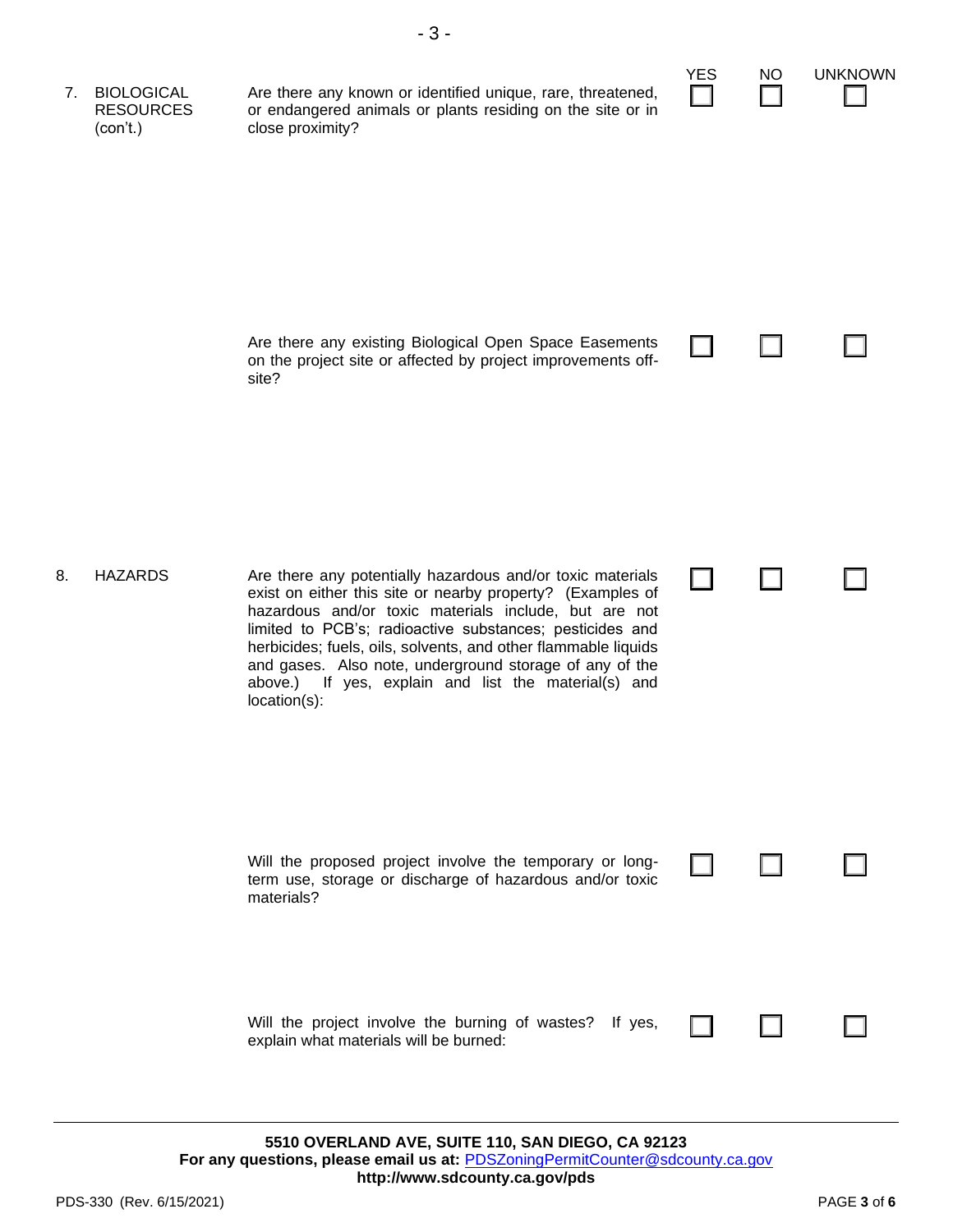| | | YES | NO | UNKNOWN |
|---|---|---|---|---|
| 7. BIOLOGICAL RESOURCES (con't.) | Are there any known or identified unique, rare, threatened, or endangered animals or plants residing on the site or in close proximity? | ☐ | ☐ | ☐ |
| | Are there any existing Biological Open Space Easements on the project site or affected by project improvements off-site? | ☐ | ☐ | ☐ |
| 8. HAZARDS | Are there any potentially hazardous and/or toxic materials exist on either this site or nearby property? (Examples of hazardous and/or toxic materials include, but are not limited to PCB's; radioactive substances; pesticides and herbicides; fuels, oils, solvents, and other flammable liquids and gases. Also note, underground storage of any of the above.) If yes, explain and list the material(s) and location(s): | ☐ | ☐ | ☐ |
| | Will the proposed project involve the temporary or long-term use, storage or discharge of hazardous and/or toxic materials? | ☐ | ☐ | ☐ |
| | Will the project involve the burning of wastes? If yes, explain what materials will be burned: | ☐ | ☐ | ☐ |

**5510 OVERLAND AVE, SUITE 110, SAN DIEGO, CA 92123**
**For any questions, please email us at:** PDSZoningPermitCounter@sdcounty.ca.gov
**http://www.sdcounty.ca.gov/pds**

PDS-330 (Rev. 6/15/2021)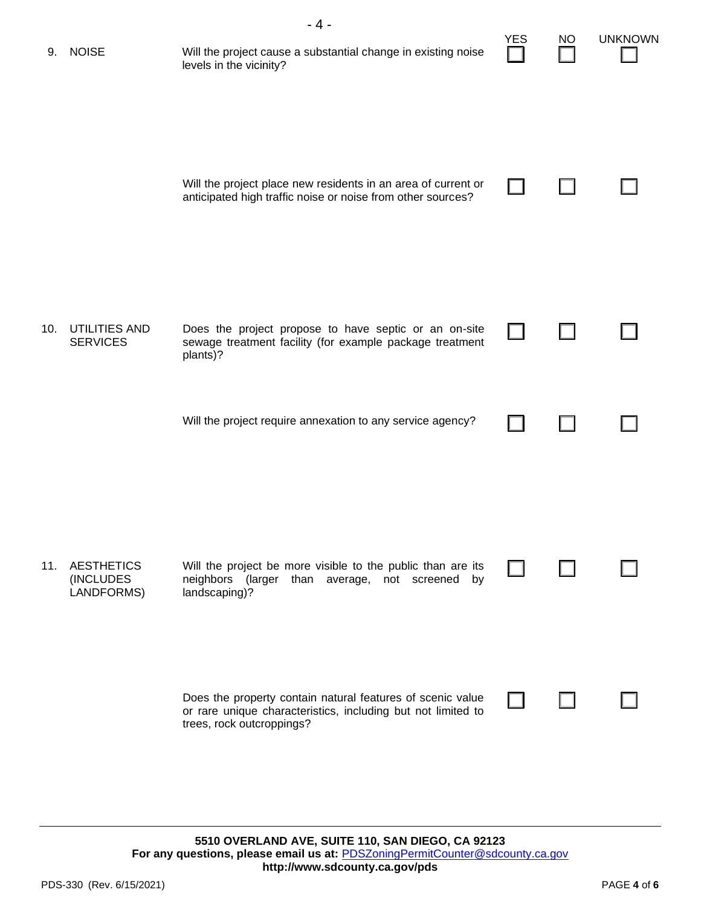| | | | YES | NO | UNKNOWN |
|---|---|---|---|---|---|
| 9. | NOISE | Will the project cause a substantial change in existing noise levels in the vicinity? | ☐ | ☐ | ☐ |
| | | Will the project place new residents in an area of current or anticipated high traffic noise or noise from other sources? | ☐ | ☐ | ☐ |
| 10. | UTILITIES AND SERVICES | Does the project propose to have septic or an on-site sewage treatment facility (for example package treatment plants)? | ☐ | ☐ | ☐ |
| | | Will the project require annexation to any service agency? | ☐ | ☐ | ☐ |
| 11. | AESTHETICS (INCLUDES LANDFORMS) | Will the project be more visible to the public than are its neighbors (larger than average, not screened by landscaping)? | ☐ | ☐ | ☐ |
| | | Does the property contain natural features of scenic value or rare unique characteristics, including but not limited to trees, rock outcroppings? | ☐ | ☐ | ☐ |

**5510 OVERLAND AVE, SUITE 110, SAN DIEGO, CA 92123**
**For any questions, please email us at:** PDSZoningPermitCounter@sdcounty.ca.gov
**http://www.sdcounty.ca.gov/pds**

PDS-330 (Rev. 6/15/2021)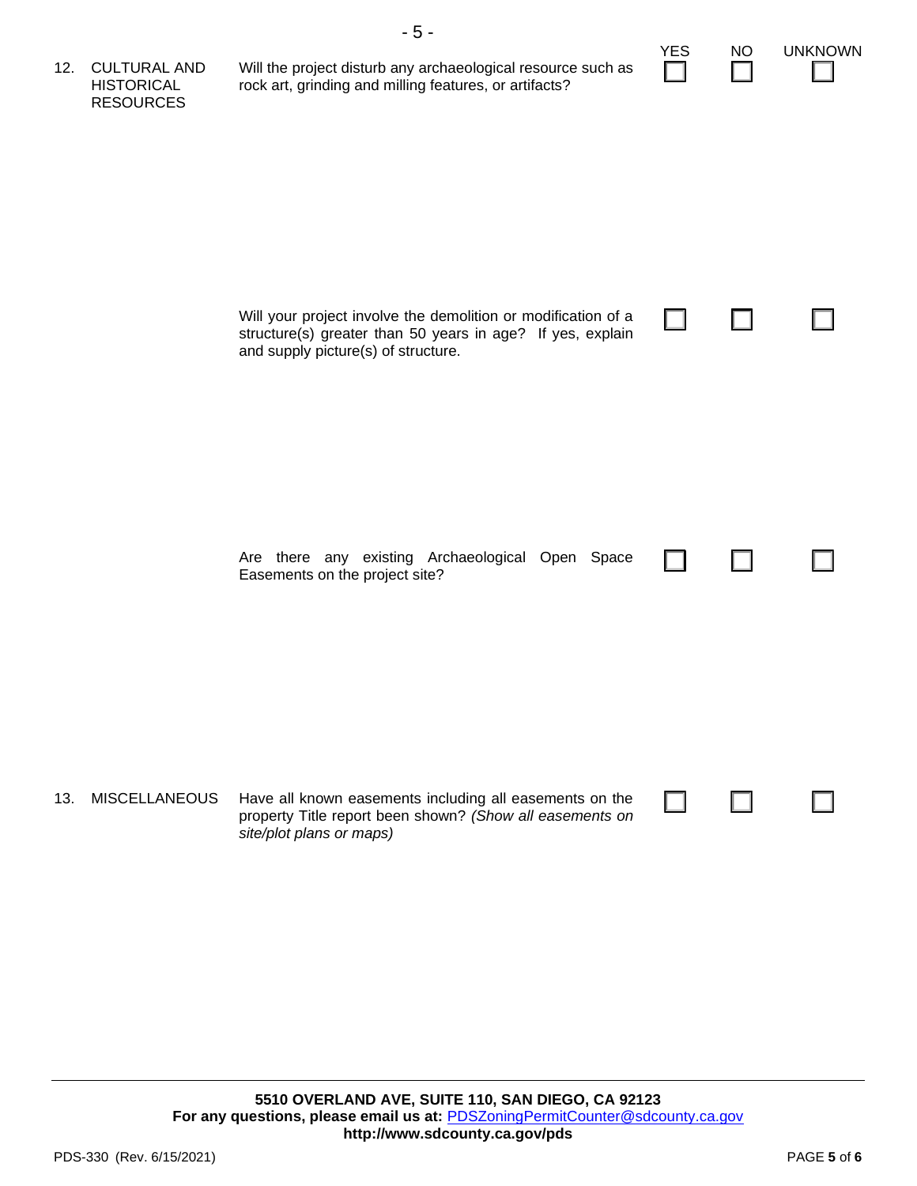| | | Question | YES | NO | UNKNOWN |
|---|---|---|---|---|---|
| 12. | CULTURAL AND HISTORICAL RESOURCES | Will the project disturb any archaeological resource such as rock art, grinding and milling features, or artifacts? | ☐ | ☐ | ☐ |
| | | Will your project involve the demolition or modification of a structure(s) greater than 50 years in age? If yes, explain and supply picture(s) of structure. | ☐ | ☐ | ☐ |
| | | Are there any existing Archaeological Open Space Easements on the project site? | ☐ | ☐ | ☐ |
| 13. | MISCELLANEOUS | Have all known easements including all easements on the property Title report been shown? *(Show all easements on site/plot plans or maps)* | ☐ | ☐ | ☐ |

**5510 OVERLAND AVE, SUITE 110, SAN DIEGO, CA 92123**
**For any questions, please email us at:** PDSZoningPermitCounter@sdcounty.ca.gov
**http://www.sdcounty.ca.gov/pds**

PDS-330 (Rev. 6/15/2021)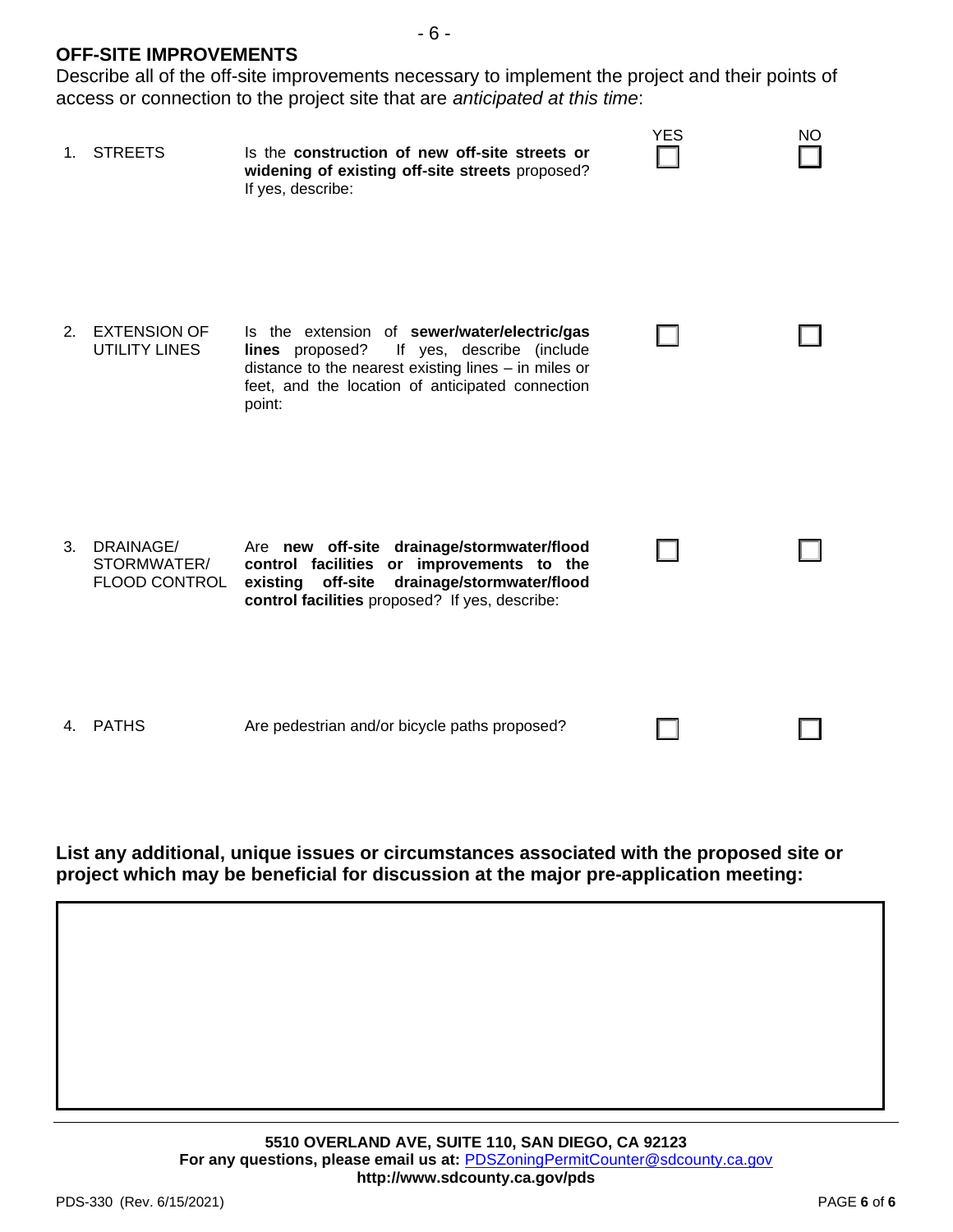## OFF-SITE IMPROVEMENTS

Describe all of the off-site improvements necessary to implement the project and their points of access or connection to the project site that are *anticipated at this time*:

| | | | YES | NO |
|---|---|---|---|---|
| 1. | STREETS | Is the **construction of new off-site streets or widening of existing off-site streets** proposed? If yes, describe: | ☐ | ☐ |
| 2. | EXTENSION OF UTILITY LINES | Is the extension of **sewer/water/electric/gas lines** proposed? If yes, describe (include distance to the nearest existing lines – in miles or feet, and the location of anticipated connection point: | ☐ | ☐ |
| 3. | DRAINAGE/ STORMWATER/ FLOOD CONTROL | Are **new off-site drainage/stormwater/flood control facilities or improvements to the existing off-site drainage/stormwater/flood control facilities** proposed? If yes, describe: | ☐ | ☐ |
| 4. | PATHS | Are pedestrian and/or bicycle paths proposed? | ☐ | ☐ |

**List any additional, unique issues or circumstances associated with the proposed site or project which may be beneficial for discussion at the major pre-application meeting:**

**5510 OVERLAND AVE, SUITE 110, SAN DIEGO, CA 92123**
**For any questions, please email us at:** PDSZoningPermitCounter@sdcounty.ca.gov
**http://www.sdcounty.ca.gov/pds**

PDS-330 (Rev. 6/15/2021)